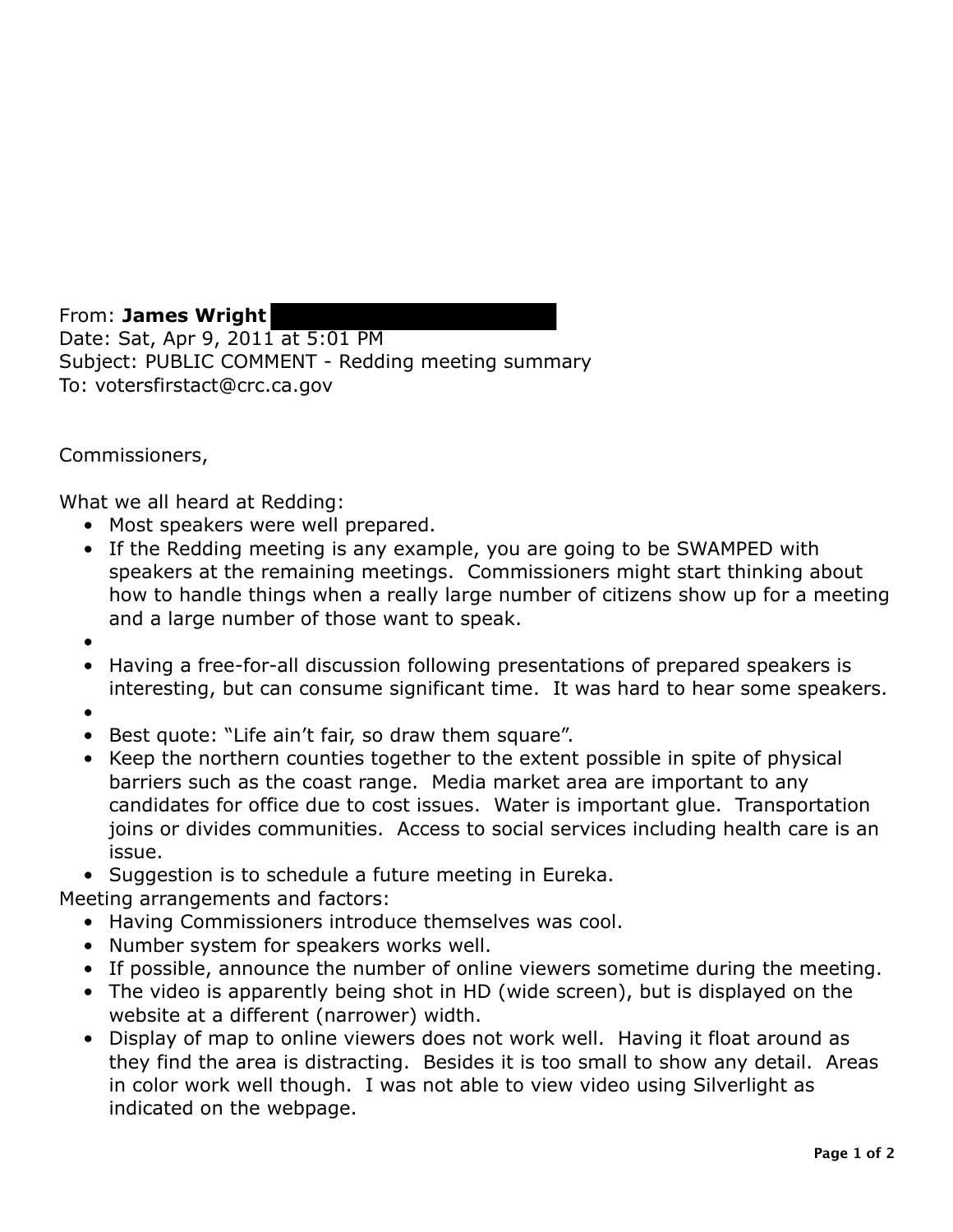From: **James Wright** ████████████
Date: Sat, Apr 9, 2011 at 5:01 PM
Subject: PUBLIC COMMENT - Redding meeting summary
To: votersfirstact@crc.ca.gov

Commissioners,

What we all heard at Redding:

- Most speakers were well prepared.
- If the Redding meeting is any example, you are going to be SWAMPED with speakers at the remaining meetings. Commissioners might start thinking about how to handle things when a really large number of citizens show up for a meeting and a large number of those want to speak.
- 
- Having a free-for-all discussion following presentations of prepared speakers is interesting, but can consume significant time. It was hard to hear some speakers.
- 
- Best quote: "Life ain't fair, so draw them square".
- Keep the northern counties together to the extent possible in spite of physical barriers such as the coast range. Media market area are important to any candidates for office due to cost issues. Water is important glue. Transportation joins or divides communities. Access to social services including health care is an issue.
- Suggestion is to schedule a future meeting in Eureka.

Meeting arrangements and factors:

- Having Commissioners introduce themselves was cool.
- Number system for speakers works well.
- If possible, announce the number of online viewers sometime during the meeting.
- The video is apparently being shot in HD (wide screen), but is displayed on the website at a different (narrower) width.
- Display of map to online viewers does not work well. Having it float around as they find the area is distracting. Besides it is too small to show any detail. Areas in color work well though. I was not able to view video using Silverlight as indicated on the webpage.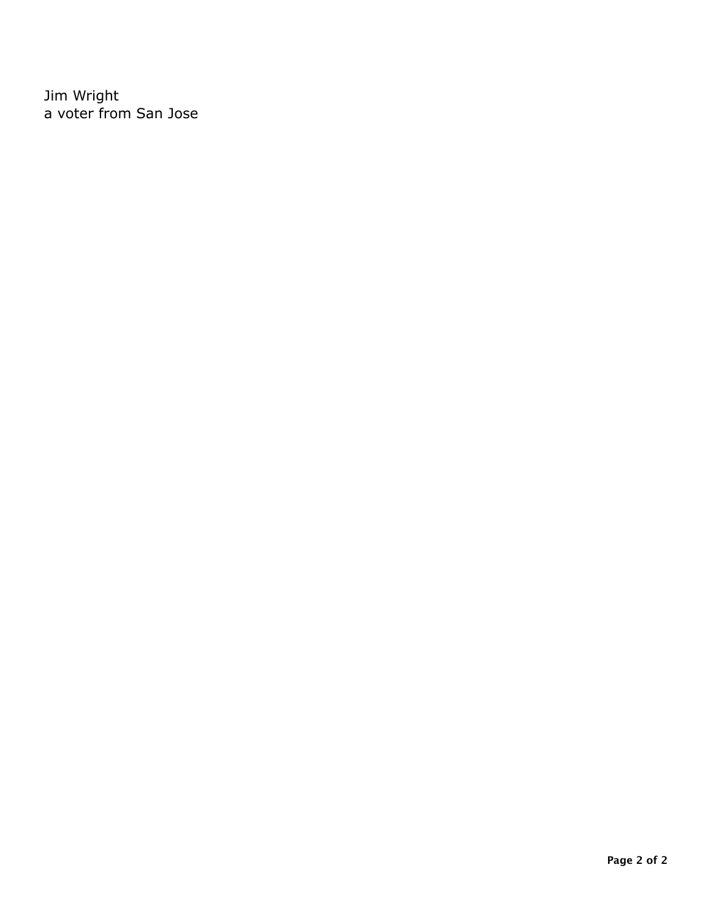Jim Wright
a voter from San Jose